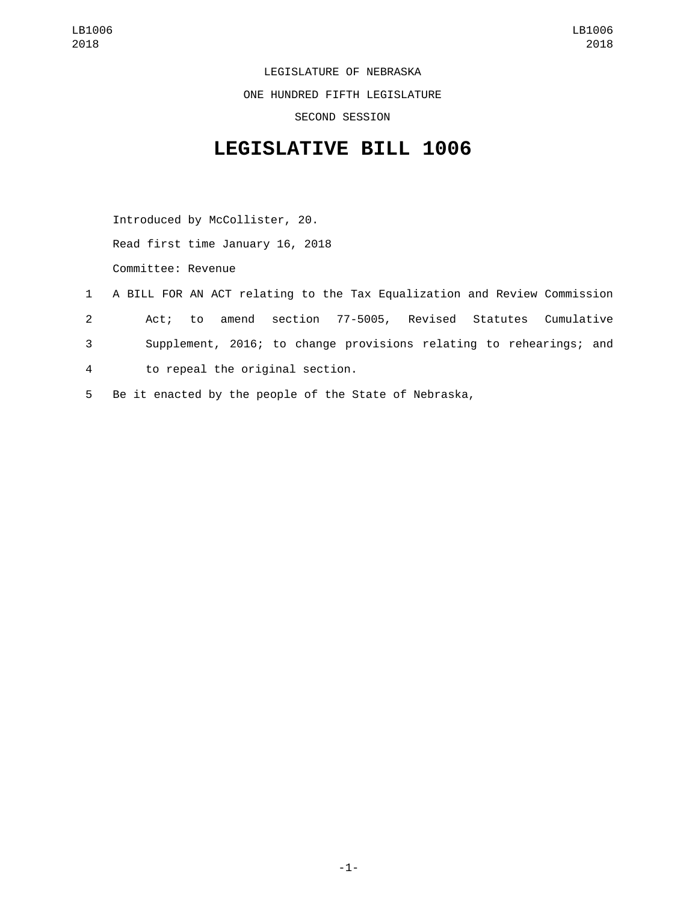LEGISLATURE OF NEBRASKA

ONE HUNDRED FIFTH LEGISLATURE

SECOND SESSION

# LEGISLATIVE BILL 1006

Introduced by McCollister, 20.

Read first time January 16, 2018

Committee: Revenue

1 A BILL FOR AN ACT relating to the Tax Equalization and Review Commission
2 Act; to amend section 77-5005, Revised Statutes Cumulative
3 Supplement, 2016; to change provisions relating to rehearings; and
4 to repeal the original section.
5 Be it enacted by the people of the State of Nebraska,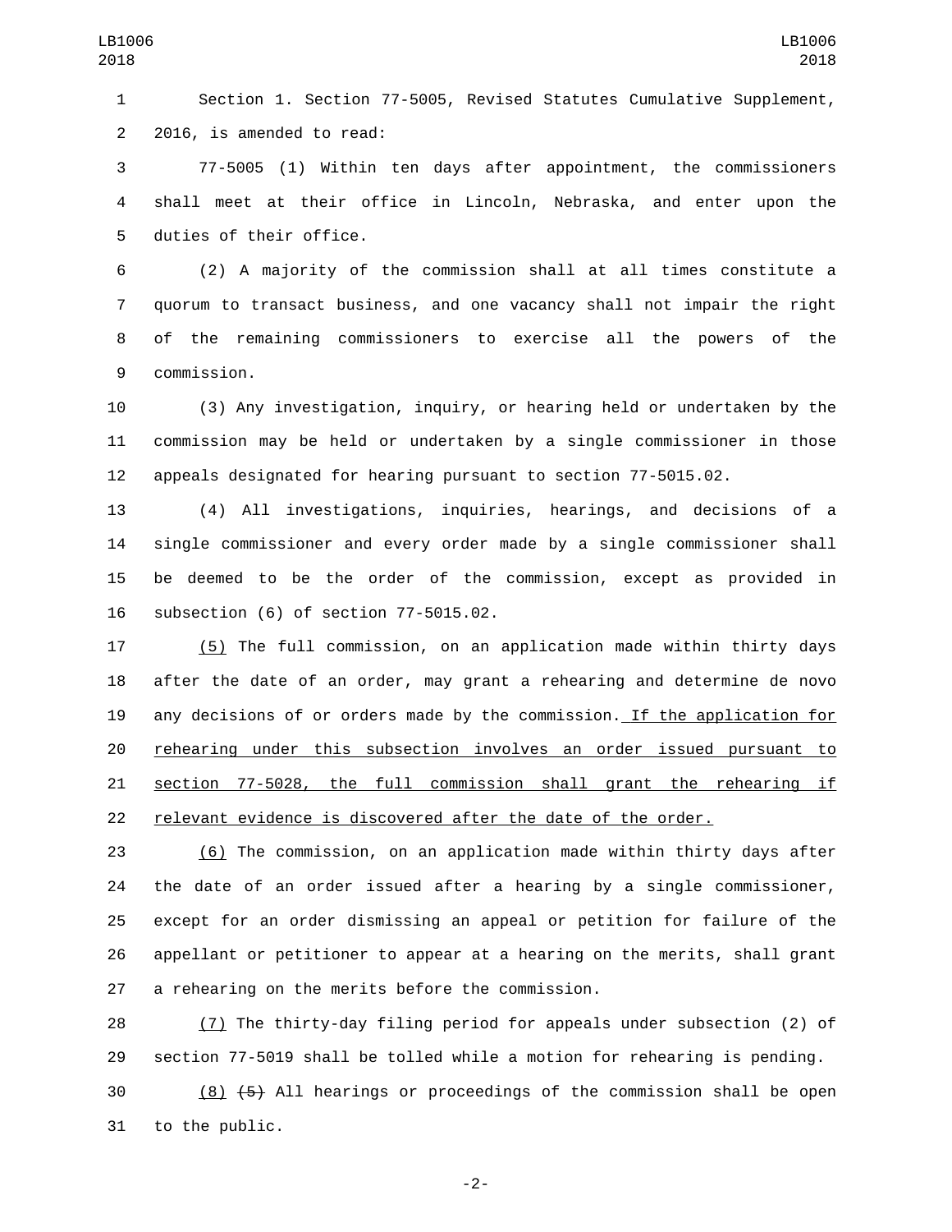Section 1. Section 77-5005, Revised Statutes Cumulative Supplement, 2016, is amended to read:

77-5005 (1) Within ten days after appointment, the commissioners shall meet at their office in Lincoln, Nebraska, and enter upon the duties of their office.

(2) A majority of the commission shall at all times constitute a quorum to transact business, and one vacancy shall not impair the right of the remaining commissioners to exercise all the powers of the commission.

(3) Any investigation, inquiry, or hearing held or undertaken by the commission may be held or undertaken by a single commissioner in those appeals designated for hearing pursuant to section 77-5015.02.

(4) All investigations, inquiries, hearings, and decisions of a single commissioner and every order made by a single commissioner shall be deemed to be the order of the commission, except as provided in subsection (6) of section 77-5015.02.

(5) The full commission, on an application made within thirty days after the date of an order, may grant a rehearing and determine de novo any decisions of or orders made by the commission. If the application for rehearing under this subsection involves an order issued pursuant to section 77-5028, the full commission shall grant the rehearing if relevant evidence is discovered after the date of the order.

(6) The commission, on an application made within thirty days after the date of an order issued after a hearing by a single commissioner, except for an order dismissing an appeal or petition for failure of the appellant or petitioner to appear at a hearing on the merits, shall grant a rehearing on the merits before the commission.

(7) The thirty-day filing period for appeals under subsection (2) of section 77-5019 shall be tolled while a motion for rehearing is pending.

(8) ~~(5)~~ All hearings or proceedings of the commission shall be open to the public.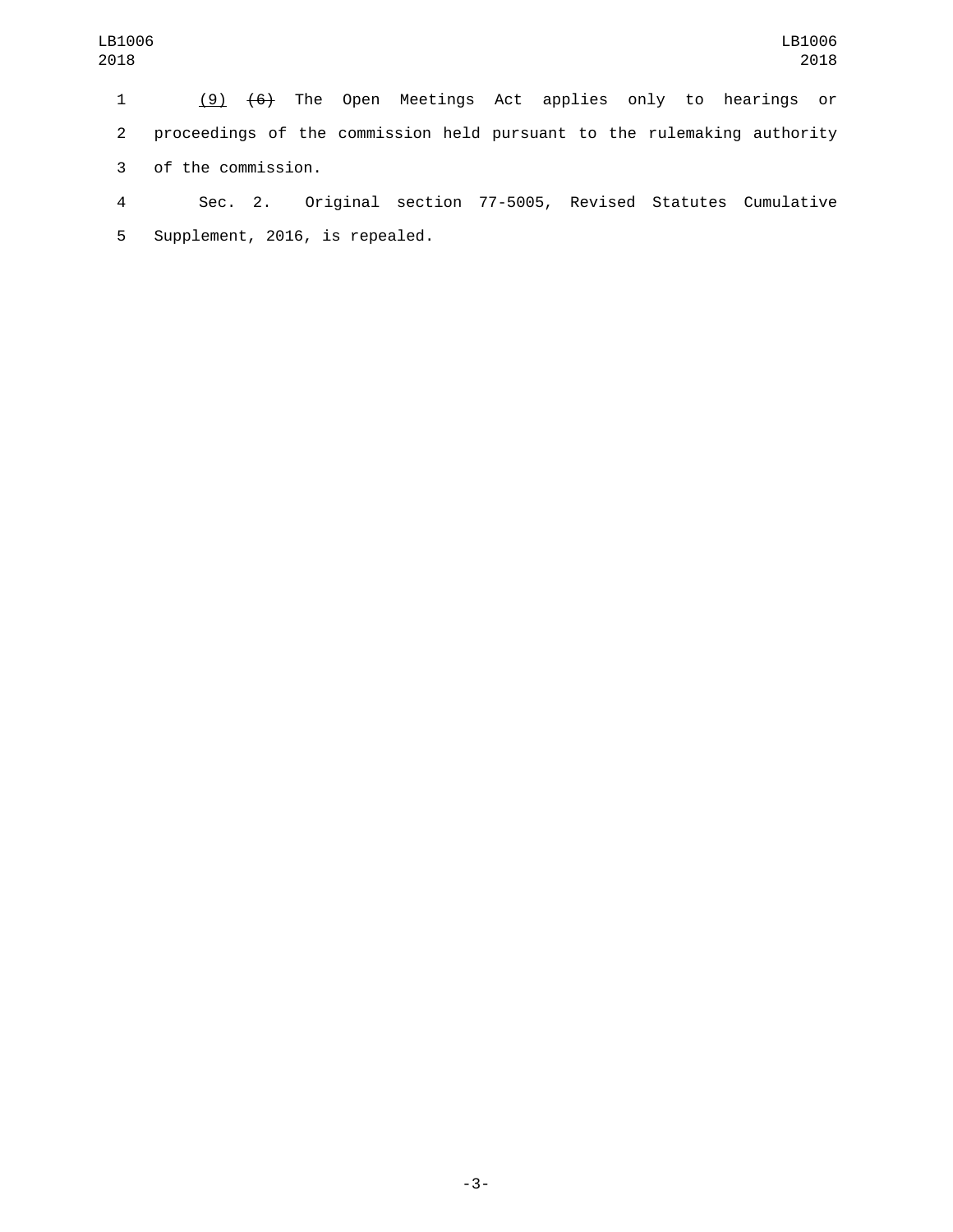(9) ~~(6)~~ The Open Meetings Act applies only to hearings or proceedings of the commission held pursuant to the rulemaking authority of the commission.

Sec. 2. Original section 77-5005, Revised Statutes Cumulative Supplement, 2016, is repealed.